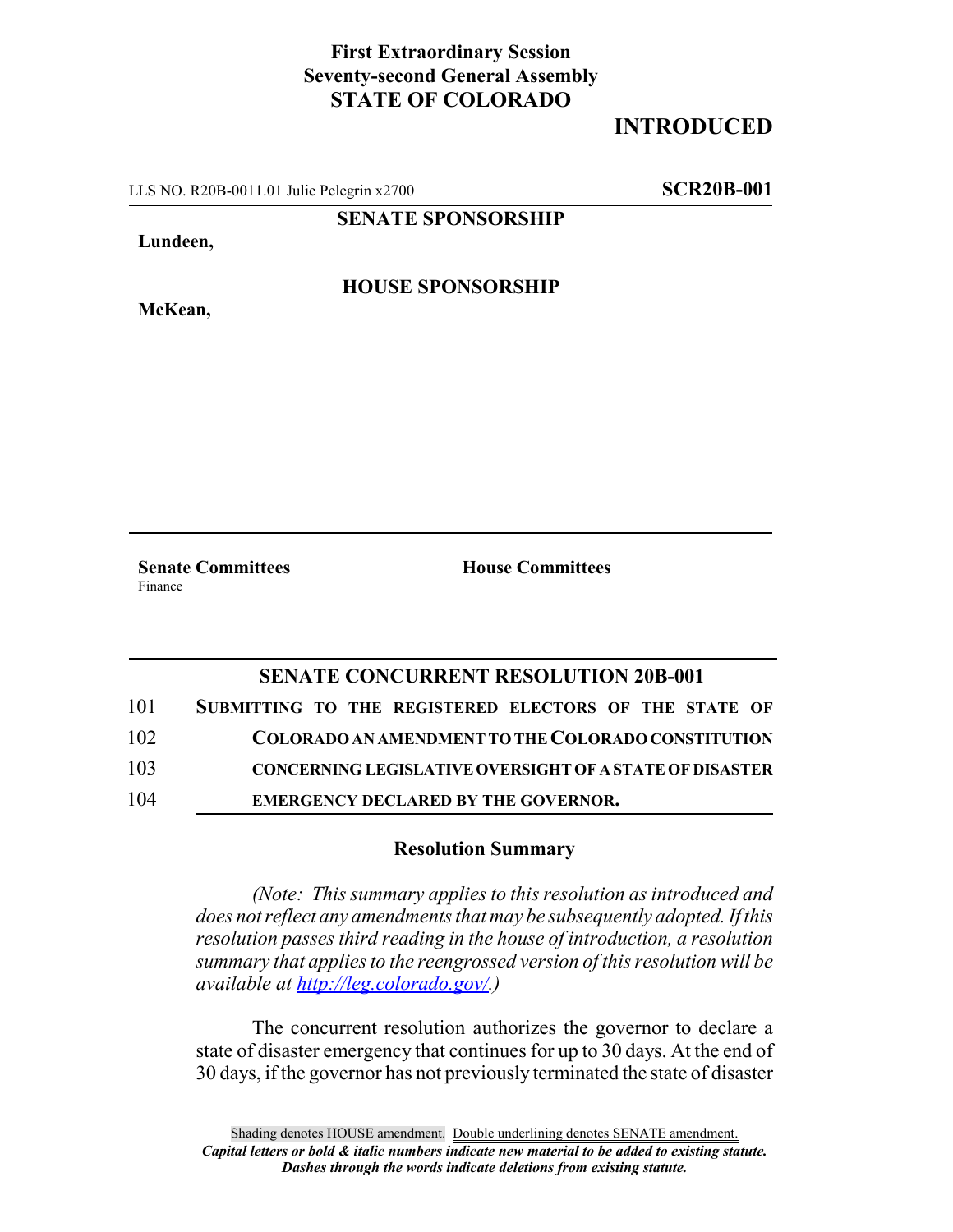**First Extraordinary Session**
**Seventy-second General Assembly**
**STATE OF COLORADO**

# INTRODUCED

LLS NO. R20B-0011.01 Julie Pelegrin x2700 **SCR20B-001**

**SENATE SPONSORSHIP**

**Lundeen,**

**HOUSE SPONSORSHIP**

**McKean,**

**Senate Committees**
Finance

**House Committees**

## SENATE CONCURRENT RESOLUTION 20B-001

101 **SUBMITTING TO THE REGISTERED ELECTORS OF THE STATE OF**
102 **COLORADO AN AMENDMENT TO THE COLORADO CONSTITUTION**
103 **CONCERNING LEGISLATIVE OVERSIGHT OF A STATE OF DISASTER**
104 **EMERGENCY DECLARED BY THE GOVERNOR.**

### Resolution Summary

*(Note: This summary applies to this resolution as introduced and does not reflect any amendments that may be subsequently adopted. If this resolution passes third reading in the house of introduction, a resolution summary that applies to the reengrossed version of this resolution will be available at http://leg.colorado.gov/.)*

The concurrent resolution authorizes the governor to declare a state of disaster emergency that continues for up to 30 days. At the end of 30 days, if the governor has not previously terminated the state of disaster

Shading denotes HOUSE amendment. Double underlining denotes SENATE amendment.
*Capital letters or bold & italic numbers indicate new material to be added to existing statute.*
*Dashes through the words indicate deletions from existing statute.*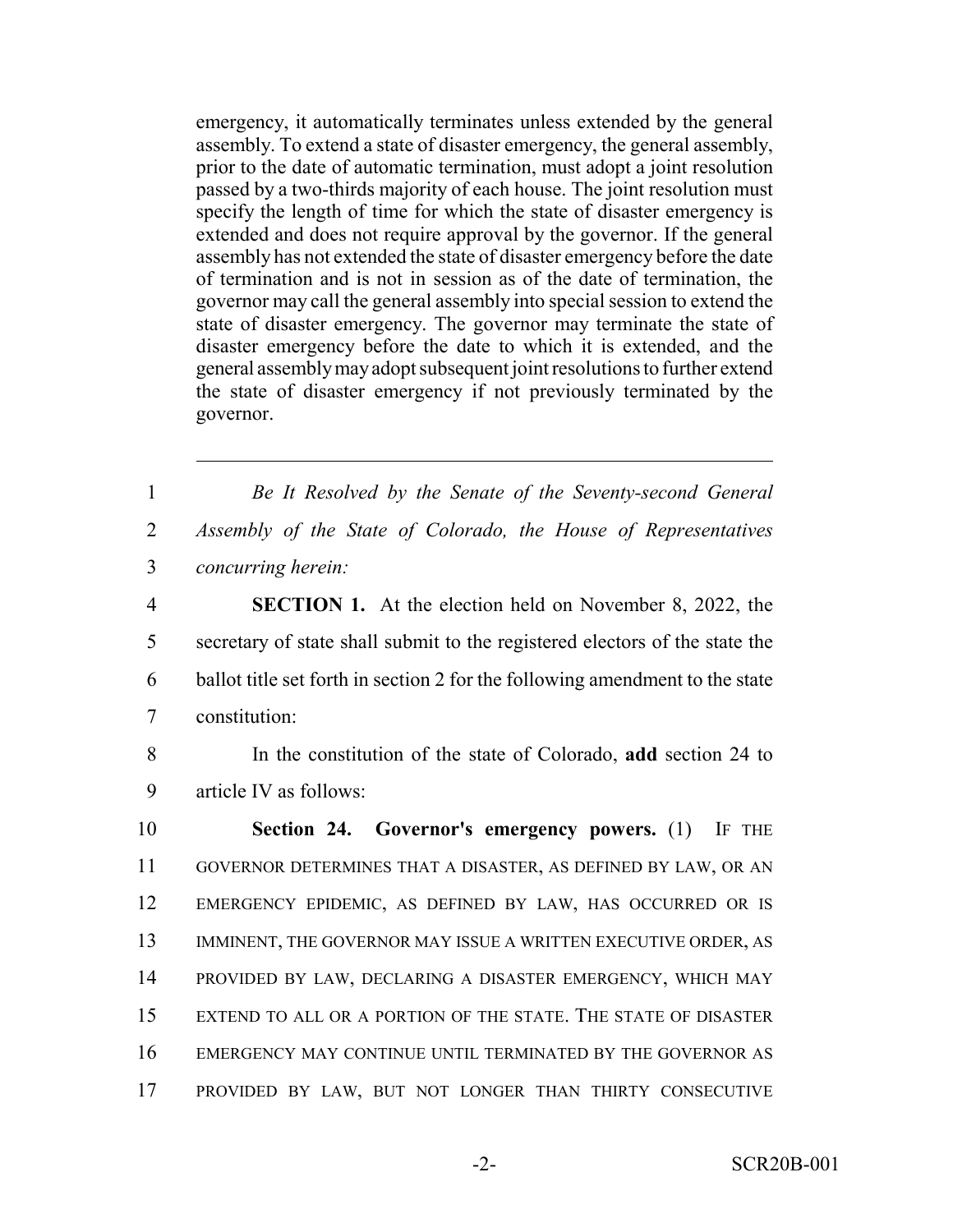emergency, it automatically terminates unless extended by the general assembly. To extend a state of disaster emergency, the general assembly, prior to the date of automatic termination, must adopt a joint resolution passed by a two-thirds majority of each house. The joint resolution must specify the length of time for which the state of disaster emergency is extended and does not require approval by the governor. If the general assembly has not extended the state of disaster emergency before the date of termination and is not in session as of the date of termination, the governor may call the general assembly into special session to extend the state of disaster emergency. The governor may terminate the state of disaster emergency before the date to which it is extended, and the general assembly may adopt subsequent joint resolutions to further extend the state of disaster emergency if not previously terminated by the governor.

---

1 *Be It Resolved by the Senate of the Seventy-second General*
2 *Assembly of the State of Colorado, the House of Representatives*
3 *concurring herein:*

4 **SECTION 1.** At the election held on November 8, 2022, the
5 secretary of state shall submit to the registered electors of the state the
6 ballot title set forth in section 2 for the following amendment to the state
7 constitution:

8 In the constitution of the state of Colorado, **add** section 24 to
9 article IV as follows:

10 **Section 24. Governor's emergency powers.** (1) IF THE
11 GOVERNOR DETERMINES THAT A DISASTER, AS DEFINED BY LAW, OR AN
12 EMERGENCY EPIDEMIC, AS DEFINED BY LAW, HAS OCCURRED OR IS
13 IMMINENT, THE GOVERNOR MAY ISSUE A WRITTEN EXECUTIVE ORDER, AS
14 PROVIDED BY LAW, DECLARING A DISASTER EMERGENCY, WHICH MAY
15 EXTEND TO ALL OR A PORTION OF THE STATE. THE STATE OF DISASTER
16 EMERGENCY MAY CONTINUE UNTIL TERMINATED BY THE GOVERNOR AS
17 PROVIDED BY LAW, BUT NOT LONGER THAN THIRTY CONSECUTIVE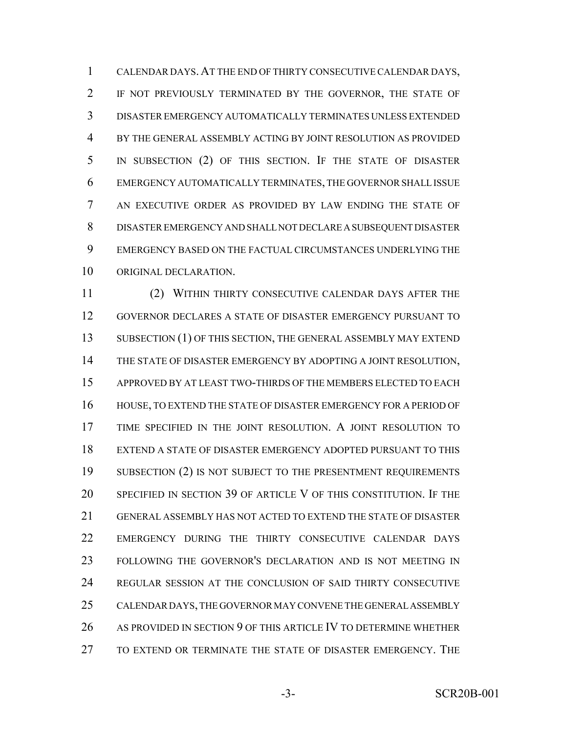CALENDAR DAYS. AT THE END OF THIRTY CONSECUTIVE CALENDAR DAYS, IF NOT PREVIOUSLY TERMINATED BY THE GOVERNOR, THE STATE OF DISASTER EMERGENCY AUTOMATICALLY TERMINATES UNLESS EXTENDED BY THE GENERAL ASSEMBLY ACTING BY JOINT RESOLUTION AS PROVIDED IN SUBSECTION (2) OF THIS SECTION. IF THE STATE OF DISASTER EMERGENCY AUTOMATICALLY TERMINATES, THE GOVERNOR SHALL ISSUE AN EXECUTIVE ORDER AS PROVIDED BY LAW ENDING THE STATE OF DISASTER EMERGENCY AND SHALL NOT DECLARE A SUBSEQUENT DISASTER EMERGENCY BASED ON THE FACTUAL CIRCUMSTANCES UNDERLYING THE ORIGINAL DECLARATION.

(2) WITHIN THIRTY CONSECUTIVE CALENDAR DAYS AFTER THE GOVERNOR DECLARES A STATE OF DISASTER EMERGENCY PURSUANT TO SUBSECTION (1) OF THIS SECTION, THE GENERAL ASSEMBLY MAY EXTEND THE STATE OF DISASTER EMERGENCY BY ADOPTING A JOINT RESOLUTION, APPROVED BY AT LEAST TWO-THIRDS OF THE MEMBERS ELECTED TO EACH HOUSE, TO EXTEND THE STATE OF DISASTER EMERGENCY FOR A PERIOD OF TIME SPECIFIED IN THE JOINT RESOLUTION. A JOINT RESOLUTION TO EXTEND A STATE OF DISASTER EMERGENCY ADOPTED PURSUANT TO THIS SUBSECTION (2) IS NOT SUBJECT TO THE PRESENTMENT REQUIREMENTS SPECIFIED IN SECTION 39 OF ARTICLE V OF THIS CONSTITUTION. IF THE GENERAL ASSEMBLY HAS NOT ACTED TO EXTEND THE STATE OF DISASTER EMERGENCY DURING THE THIRTY CONSECUTIVE CALENDAR DAYS FOLLOWING THE GOVERNOR'S DECLARATION AND IS NOT MEETING IN REGULAR SESSION AT THE CONCLUSION OF SAID THIRTY CONSECUTIVE CALENDAR DAYS, THE GOVERNOR MAY CONVENE THE GENERAL ASSEMBLY AS PROVIDED IN SECTION 9 OF THIS ARTICLE IV TO DETERMINE WHETHER TO EXTEND OR TERMINATE THE STATE OF DISASTER EMERGENCY. THE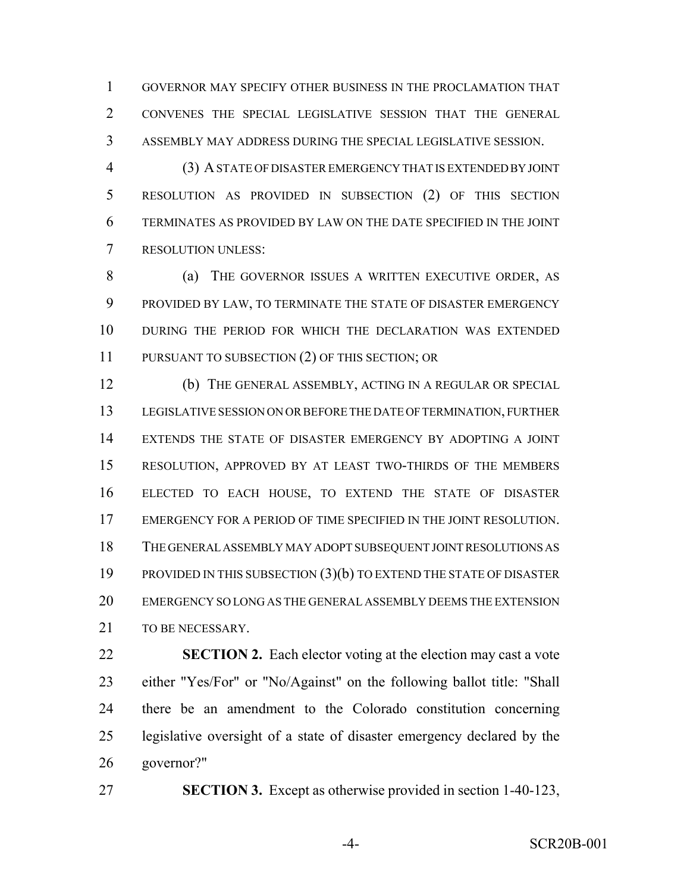GOVERNOR MAY SPECIFY OTHER BUSINESS IN THE PROCLAMATION THAT CONVENES THE SPECIAL LEGISLATIVE SESSION THAT THE GENERAL ASSEMBLY MAY ADDRESS DURING THE SPECIAL LEGISLATIVE SESSION.

(3) A STATE OF DISASTER EMERGENCY THAT IS EXTENDED BY JOINT RESOLUTION AS PROVIDED IN SUBSECTION (2) OF THIS SECTION TERMINATES AS PROVIDED BY LAW ON THE DATE SPECIFIED IN THE JOINT RESOLUTION UNLESS:

(a) THE GOVERNOR ISSUES A WRITTEN EXECUTIVE ORDER, AS PROVIDED BY LAW, TO TERMINATE THE STATE OF DISASTER EMERGENCY DURING THE PERIOD FOR WHICH THE DECLARATION WAS EXTENDED PURSUANT TO SUBSECTION (2) OF THIS SECTION; OR

(b) THE GENERAL ASSEMBLY, ACTING IN A REGULAR OR SPECIAL LEGISLATIVE SESSION ON OR BEFORE THE DATE OF TERMINATION, FURTHER EXTENDS THE STATE OF DISASTER EMERGENCY BY ADOPTING A JOINT RESOLUTION, APPROVED BY AT LEAST TWO-THIRDS OF THE MEMBERS ELECTED TO EACH HOUSE, TO EXTEND THE STATE OF DISASTER EMERGENCY FOR A PERIOD OF TIME SPECIFIED IN THE JOINT RESOLUTION. THE GENERAL ASSEMBLY MAY ADOPT SUBSEQUENT JOINT RESOLUTIONS AS PROVIDED IN THIS SUBSECTION (3)(b) TO EXTEND THE STATE OF DISASTER EMERGENCY SO LONG AS THE GENERAL ASSEMBLY DEEMS THE EXTENSION TO BE NECESSARY.

**SECTION 2.** Each elector voting at the election may cast a vote either "Yes/For" or "No/Against" on the following ballot title: "Shall there be an amendment to the Colorado constitution concerning legislative oversight of a state of disaster emergency declared by the governor?"

**SECTION 3.** Except as otherwise provided in section 1-40-123,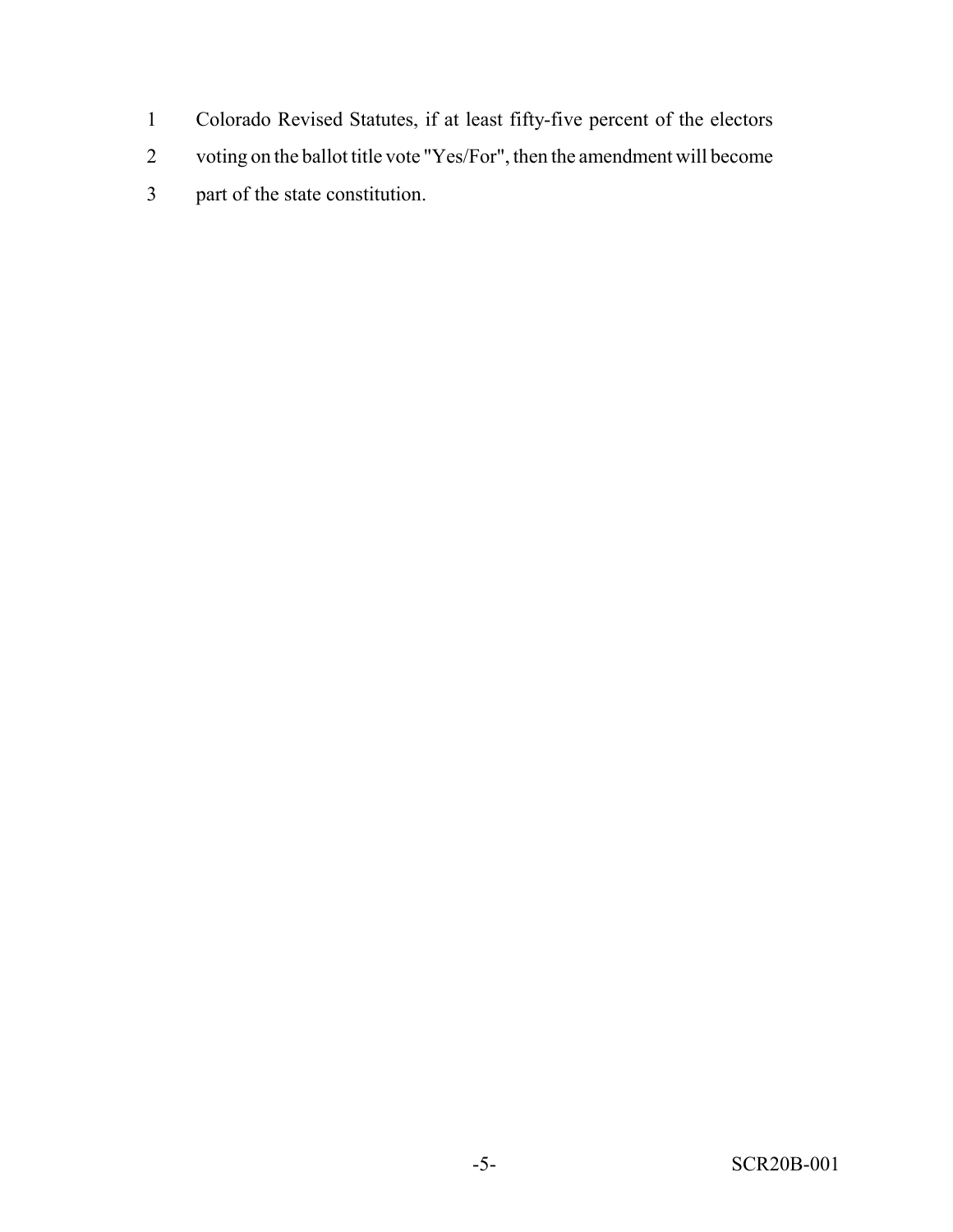Colorado Revised Statutes, if at least fifty-five percent of the electors voting on the ballot title vote "Yes/For", then the amendment will become part of the state constitution.